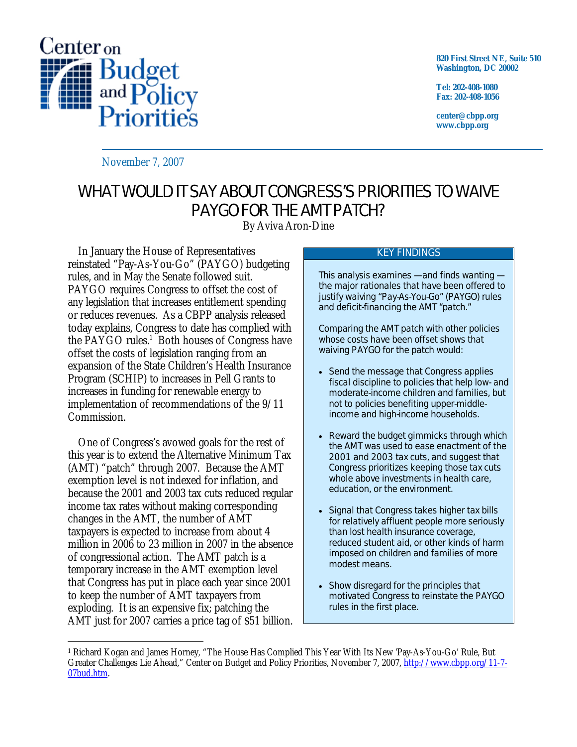Center on Budget and Policy Priorities

820 First Street NE, Suite 510
Washington, DC 20002

Tel: 202-408-1080
Fax: 202-408-1056

center@cbpp.org
www.cbpp.org

November 7, 2007

# WHAT WOULD IT SAY ABOUT CONGRESS'S PRIORITIES TO WAIVE PAYGO FOR THE AMT PATCH?

By Aviva Aron-Dine

In January the House of Representatives reinstated "Pay-As-You-Go" (PAYGO) budgeting rules, and in May the Senate followed suit. PAYGO requires Congress to offset the cost of any legislation that increases entitlement spending or reduces revenues. As a CBPP analysis released today explains, Congress to date has complied with the PAYGO rules.[1] Both houses of Congress have offset the costs of legislation ranging from an expansion of the State Children's Health Insurance Program (SCHIP) to increases in Pell Grants to increases in funding for renewable energy to implementation of recommendations of the 9/11 Commission.

One of Congress's avowed goals for the rest of this year is to extend the Alternative Minimum Tax (AMT) "patch" through 2007. Because the AMT exemption level is not indexed for inflation, and because the 2001 and 2003 tax cuts reduced regular income tax rates without making corresponding changes in the AMT, the number of AMT taxpayers is expected to increase from about 4 million in 2006 to 23 million in 2007 in the absence of congressional action. The AMT patch is a temporary increase in the AMT exemption level that Congress has put in place each year since 2001 to keep the number of AMT taxpayers from exploding. It is an expensive fix; patching the AMT just for 2007 carries a price tag of $51 billion.

## KEY FINDINGS

This analysis examines —and finds wanting — the major rationales that have been offered to justify waiving "Pay-As-You-Go" (PAYGO) rules and deficit-financing the AMT "patch."

Comparing the AMT patch with other policies whose costs have been offset shows that waiving PAYGO for the patch would:

- Send the message that Congress applies fiscal discipline to policies that help low- and moderate-income children and families, but not to policies benefiting upper-middle-income and high-income households.
- Reward the budget gimmicks through which the AMT was used to ease enactment of the 2001 and 2003 tax cuts, and suggest that Congress prioritizes keeping those tax cuts whole above investments in health care, education, or the environment.
- Signal that Congress takes higher tax bills for relatively affluent people more seriously than lost health insurance coverage, reduced student aid, or other kinds of harm imposed on children and families of more modest means.
- Show disregard for the principles that motivated Congress to reinstate the PAYGO rules in the first place.

---

[1] Richard Kogan and James Horney, "The House Has Complied This Year With Its New 'Pay-As-You-Go' Rule, But Greater Challenges Lie Ahead," Center on Budget and Policy Priorities, November 7, 2007, http://www.cbpp.org/11-7-07bud.htm.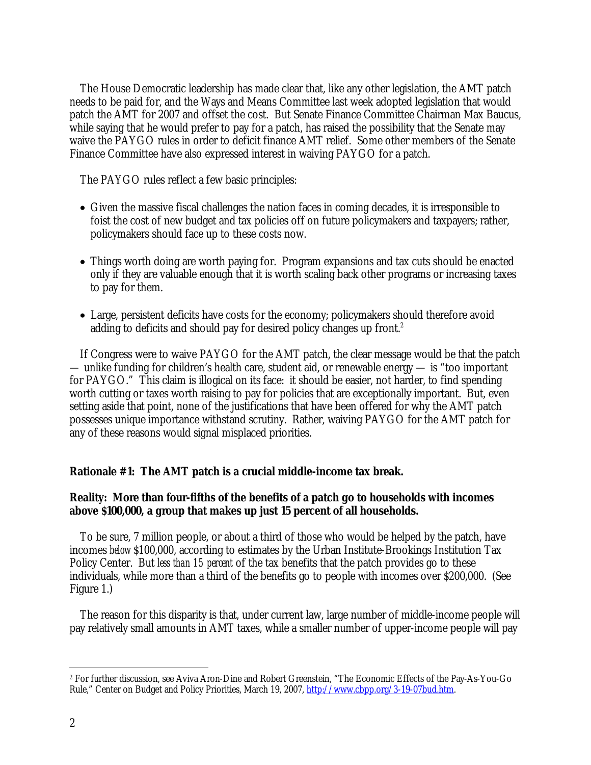The House Democratic leadership has made clear that, like any other legislation, the AMT patch needs to be paid for, and the Ways and Means Committee last week adopted legislation that would patch the AMT for 2007 and offset the cost. But Senate Finance Committee Chairman Max Baucus, while saying that he would prefer to pay for a patch, has raised the possibility that the Senate may waive the PAYGO rules in order to deficit finance AMT relief. Some other members of the Senate Finance Committee have also expressed interest in waiving PAYGO for a patch.

The PAYGO rules reflect a few basic principles:

- Given the massive fiscal challenges the nation faces in coming decades, it is irresponsible to foist the cost of new budget and tax policies off on future policymakers and taxpayers; rather, policymakers should face up to these costs now.
- Things worth doing are worth paying for. Program expansions and tax cuts should be enacted only if they are valuable enough that it is worth scaling back other programs or increasing taxes to pay for them.
- Large, persistent deficits have costs for the economy; policymakers should therefore avoid adding to deficits and should pay for desired policy changes up front.[2]

If Congress were to waive PAYGO for the AMT patch, the clear message would be that the patch — unlike funding for children's health care, student aid, or renewable energy — is "too important for PAYGO." This claim is illogical on its face: it should be easier, not harder, to find spending worth cutting or taxes worth raising to pay for policies that are exceptionally important. But, even setting aside that point, none of the justifications that have been offered for why the AMT patch possesses unique importance withstand scrutiny. Rather, waiving PAYGO for the AMT patch for any of these reasons would signal misplaced priorities.

**Rationale #1: The AMT patch is a crucial middle-income tax break.**

**Reality: More than four-fifths of the benefits of a patch go to households with incomes above $100,000, a group that makes up just 15 percent of all households.**

To be sure, 7 million people, or about a third of those who would be helped by the patch, have incomes *below* $100,000, according to estimates by the Urban Institute-Brookings Institution Tax Policy Center. But *less than 15 percent* of the tax benefits that the patch provides go to these individuals, while more than a third of the benefits go to people with incomes over $200,000. (See Figure 1.)

The reason for this disparity is that, under current law, large number of middle-income people will pay relatively small amounts in AMT taxes, while a smaller number of upper-income people will pay

---

[2] For further discussion, see Aviva Aron-Dine and Robert Greenstein, "The Economic Effects of the Pay-As-You-Go Rule," Center on Budget and Policy Priorities, March 19, 2007, http://www.cbpp.org/3-19-07bud.htm.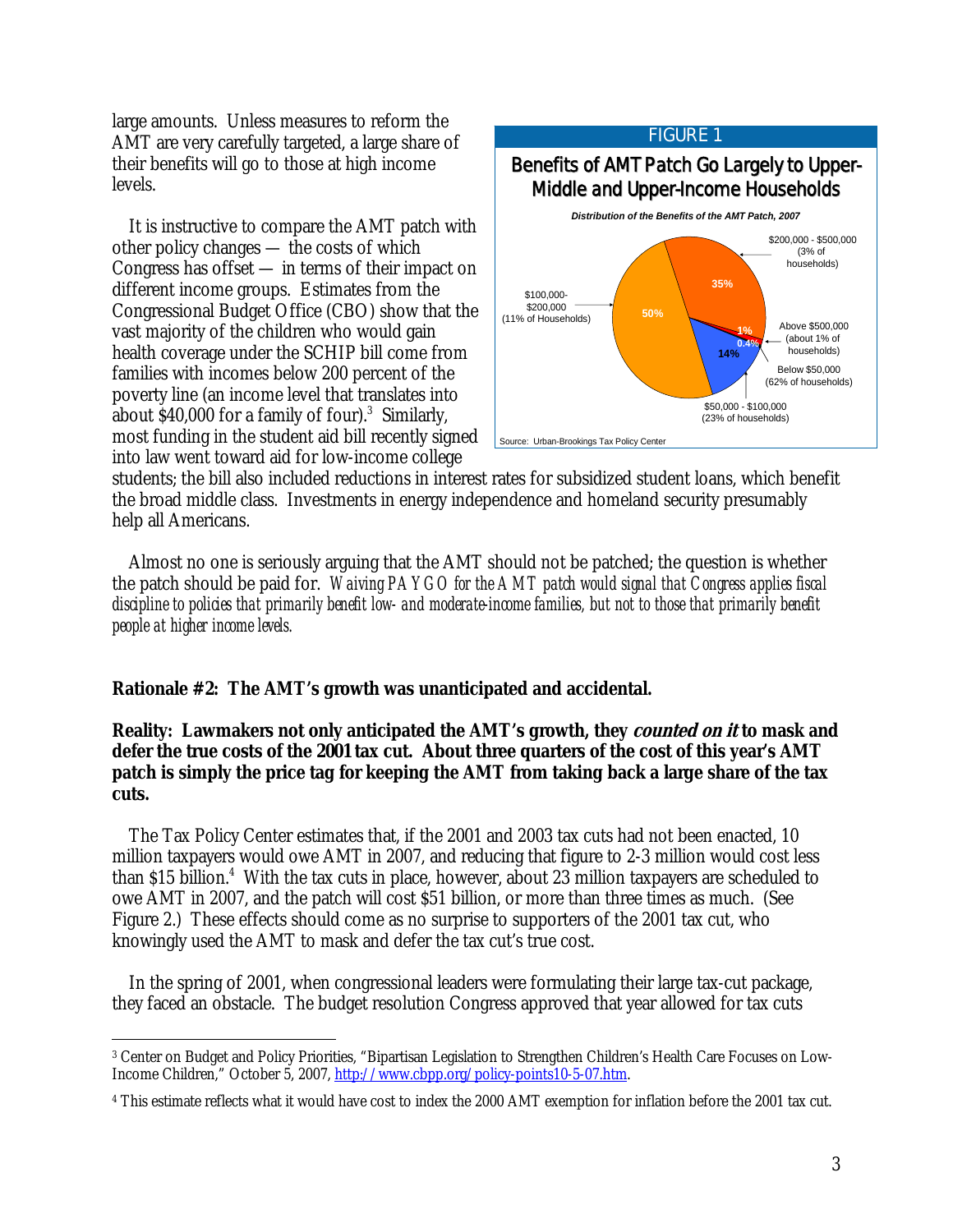large amounts. Unless measures to reform the AMT are very carefully targeted, a large share of their benefits will go to those at high income levels.

FIGURE 1

**Benefits of AMT Patch Go Largely to Upper-Middle and Upper-Income Households**

*Distribution of the Benefits of the AMT Patch, 2007*

| Income group | Share of benefits |
|---|---|
| Below $50,000 (62% of households) | 0.4% |
| $50,000 - $100,000 (23% of households) | 14% |
| $100,000-$200,000 (11% of Households) | 50% |
| $200,000 - $500,000 (3% of households) | 35% |
| Above $500,000 (about 1% of households) | 1% |

Source: Urban-Brookings Tax Policy Center

It is instructive to compare the AMT patch with other policy changes — the costs of which Congress has offset — in terms of their impact on different income groups. Estimates from the Congressional Budget Office (CBO) show that the vast majority of the children who would gain health coverage under the SCHIP bill come from families with incomes below 200 percent of the poverty line (an income level that translates into about $40,000 for a family of four).[3] Similarly, most funding in the student aid bill recently signed into law went toward aid for low-income college students; the bill also included reductions in interest rates for subsidized student loans, which benefit the broad middle class. Investments in energy independence and homeland security presumably help all Americans.

Almost no one is seriously arguing that the AMT should not be patched; the question is whether the patch should be paid for. *Waiving PAYGO for the AMT patch would signal that Congress applies fiscal discipline to policies that primarily benefit low- and moderate-income families, but not to those that primarily benefit people at higher income levels.*

**Rationale #2: The AMT's growth was unanticipated and accidental.**

**Reality: Lawmakers not only anticipated the AMT's growth, they *counted on it* to mask and defer the true costs of the 2001 tax cut. About three quarters of the cost of this year's AMT patch is simply the price tag for keeping the AMT from taking back a large share of the tax cuts.**

The Tax Policy Center estimates that, if the 2001 and 2003 tax cuts had not been enacted, 10 million taxpayers would owe AMT in 2007, and reducing that figure to 2-3 million would cost less than $15 billion.[4] With the tax cuts in place, however, about 23 million taxpayers are scheduled to owe AMT in 2007, and the patch will cost $51 billion, or more than three times as much. (See Figure 2.) These effects should come as no surprise to supporters of the 2001 tax cut, who knowingly used the AMT to mask and defer the tax cut's true cost.

In the spring of 2001, when congressional leaders were formulating their large tax-cut package, they faced an obstacle. The budget resolution Congress approved that year allowed for tax cuts

---

[3] Center on Budget and Policy Priorities, "Bipartisan Legislation to Strengthen Children's Health Care Focuses on Low-Income Children," October 5, 2007, http://www.cbpp.org/policy-points10-5-07.htm.

[4] This estimate reflects what it would have cost to index the 2000 AMT exemption for inflation before the 2001 tax cut.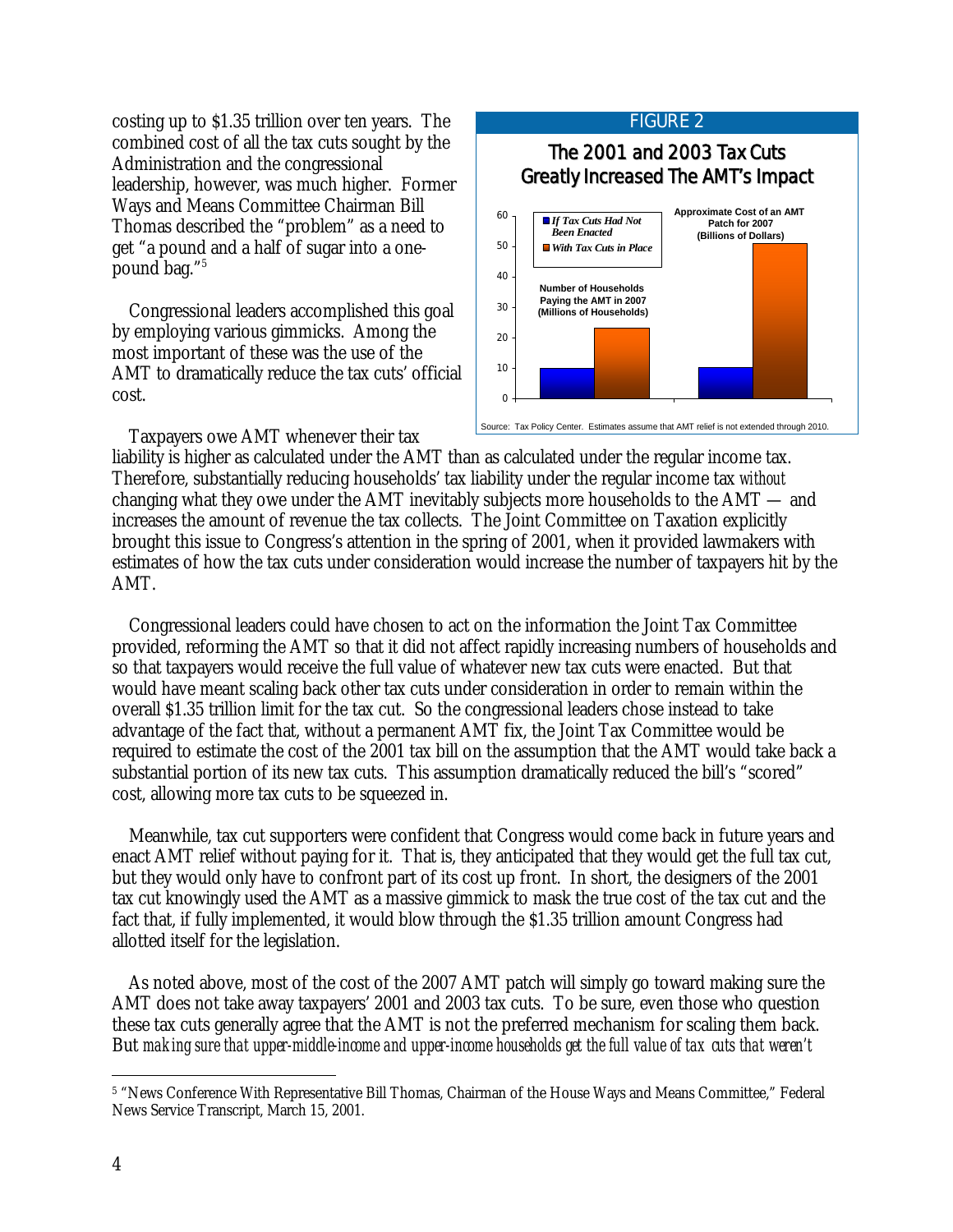costing up to $1.35 trillion over ten years. The combined cost of all the tax cuts sought by the Administration and the congressional leadership, however, was much higher. Former Ways and Means Committee Chairman Bill Thomas described the "problem" as a need to get "a pound and a half of sugar into a one-pound bag."[5]

Congressional leaders accomplished this goal by employing various gimmicks. Among the most important of these was the use of the AMT to dramatically reduce the tax cuts' official cost.

FIGURE 2

**The 2001 and 2003 Tax Cuts Greatly Increased The AMT's Impact**

| | *If Tax Cuts Had Not Been Enacted* | *With Tax Cuts in Place* |
|---|---|---|
| Number of Households Paying the AMT in 2007 (Millions of Households) | ~10 | ~23 |
| Approximate Cost of an AMT Patch for 2007 (Billions of Dollars) | ~10 | ~51 |

Source: Tax Policy Center. Estimates assume that AMT relief is not extended through 2010.

Taxpayers owe AMT whenever their tax liability is higher as calculated under the AMT than as calculated under the regular income tax. Therefore, substantially reducing households' tax liability under the regular income tax *without* changing what they owe under the AMT inevitably subjects more households to the AMT — and increases the amount of revenue the tax collects. The Joint Committee on Taxation explicitly brought this issue to Congress's attention in the spring of 2001, when it provided lawmakers with estimates of how the tax cuts under consideration would increase the number of taxpayers hit by the AMT.

Congressional leaders could have chosen to act on the information the Joint Tax Committee provided, reforming the AMT so that it did not affect rapidly increasing numbers of households and so that taxpayers would receive the full value of whatever new tax cuts were enacted. But that would have meant scaling back other tax cuts under consideration in order to remain within the overall $1.35 trillion limit for the tax cut. So the congressional leaders chose instead to take advantage of the fact that, without a permanent AMT fix, the Joint Tax Committee would be required to estimate the cost of the 2001 tax bill on the assumption that the AMT would take back a substantial portion of its new tax cuts. This assumption dramatically reduced the bill's "scored" cost, allowing more tax cuts to be squeezed in.

Meanwhile, tax cut supporters were confident that Congress would come back in future years and enact AMT relief without paying for it. That is, they anticipated that they would get the full tax cut, but they would only have to confront part of its cost up front. In short, the designers of the 2001 tax cut knowingly used the AMT as a massive gimmick to mask the true cost of the tax cut and the fact that, if fully implemented, it would blow through the $1.35 trillion amount Congress had allotted itself for the legislation.

As noted above, most of the cost of the 2007 AMT patch will simply go toward making sure the AMT does not take away taxpayers' 2001 and 2003 tax cuts. To be sure, even those who question these tax cuts generally agree that the AMT is not the preferred mechanism for scaling them back. But *making sure that upper-middle-income and upper-income households get the full value of tax cuts that weren't*

---

[5] "News Conference With Representative Bill Thomas, Chairman of the House Ways and Means Committee," Federal News Service Transcript, March 15, 2001.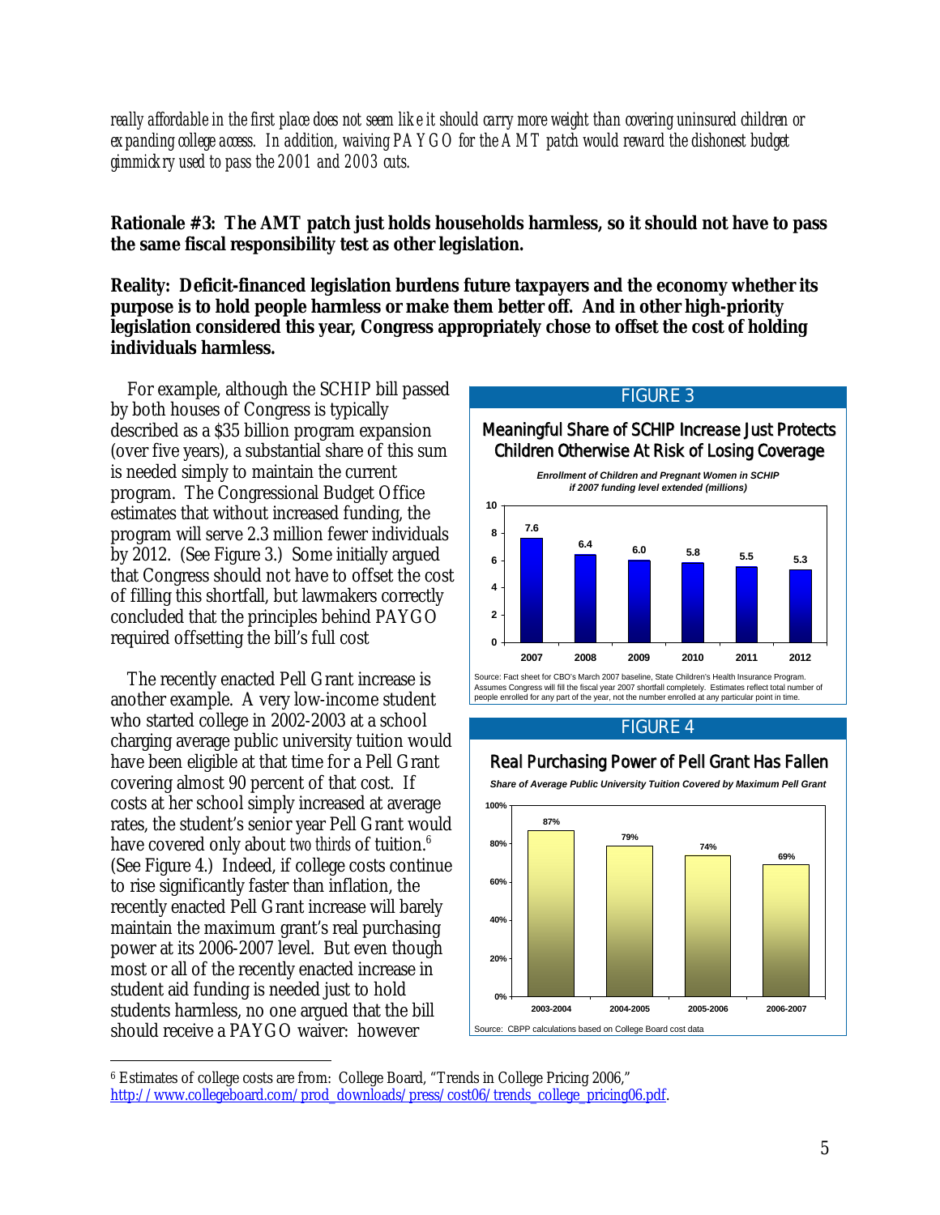*really affordable in the first place does not seem like it should carry more weight than covering uninsured children or expanding college access. In addition, waiving PAYGO for the AMT patch would reward the dishonest budget gimmickry used to pass the 2001 and 2003 cuts.*

**Rationale #3: The AMT patch just holds households harmless, so it should not have to pass the same fiscal responsibility test as other legislation.**

**Reality: Deficit-financed legislation burdens future taxpayers and the economy whether its purpose is to hold people harmless or make them better off. And in other high-priority legislation considered this year, Congress appropriately chose to offset the cost of holding individuals harmless.**

For example, although the SCHIP bill passed by both houses of Congress is typically described as a $35 billion program expansion (over five years), a substantial share of this sum is needed simply to maintain the current program. The Congressional Budget Office estimates that without increased funding, the program will serve 2.3 million fewer individuals by 2012. (See Figure 3.) Some initially argued that Congress should not have to offset the cost of filling this shortfall, but lawmakers correctly concluded that the principles behind PAYGO required offsetting the bill's full cost

The recently enacted Pell Grant increase is another example. A very low-income student who started college in 2002-2003 at a school charging average public university tuition would have been eligible at that time for a Pell Grant covering almost 90 percent of that cost. If costs at her school simply increased at average rates, the student's senior year Pell Grant would have covered only about *two thirds* of tuition.[6] (See Figure 4.) Indeed, if college costs continue to rise significantly faster than inflation, the recently enacted Pell Grant increase will barely maintain the maximum grant's real purchasing power at its 2006-2007 level. But even though most or all of the recently enacted increase in student aid funding is needed just to hold students harmless, no one argued that the bill should receive a PAYGO waiver: however

FIGURE 3

**Meaningful Share of SCHIP Increase Just Protects Children Otherwise At Risk of Losing Coverage**

*Enrollment of Children and Pregnant Women in SCHIP if 2007 funding level extended (millions)*

| Year | Enrollment (millions) |
|---|---|
| 2007 | 7.6 |
| 2008 | 6.4 |
| 2009 | 6.0 |
| 2010 | 5.8 |
| 2011 | 5.5 |
| 2012 | 5.3 |

Source: Fact sheet for CBO's March 2007 baseline, State Children's Health Insurance Program. Assumes Congress will fill the fiscal year 2007 shortfall completely. Estimates reflect total number of people enrolled for any part of the year, not the number enrolled at any particular point in time.

FIGURE 4

**Real Purchasing Power of Pell Grant Has Fallen**

*Share of Average Public University Tuition Covered by Maximum Pell Grant*

| Year | Share |
|---|---|
| 2003-2004 | 87% |
| 2004-2005 | 79% |
| 2005-2006 | 74% |
| 2006-2007 | 69% |

Source: CBPP calculations based on College Board cost data

---

[6] Estimates of college costs are from: College Board, "Trends in College Pricing 2006," http://www.collegeboard.com/prod_downloads/press/cost06/trends_college_pricing06.pdf.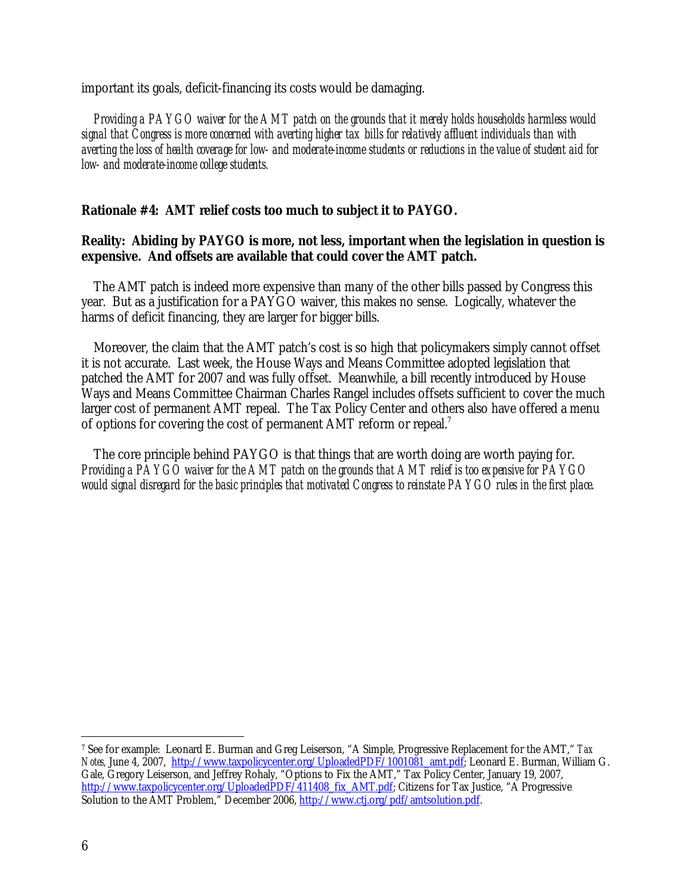important its goals, deficit-financing its costs would be damaging.

*Providing a PAYGO waiver for the AMT patch on the grounds that it merely holds households harmless would signal that Congress is more concerned with averting higher tax bills for relatively affluent individuals than with averting the loss of health coverage for low- and moderate-income students or reductions in the value of student aid for low- and moderate-income college students.*

**Rationale #4: AMT relief costs too much to subject it to PAYGO.**

**Reality: Abiding by PAYGO is more, not less, important when the legislation in question is expensive. And offsets are available that could cover the AMT patch.**

The AMT patch is indeed more expensive than many of the other bills passed by Congress this year. But as a justification for a PAYGO waiver, this makes no sense. Logically, whatever the harms of deficit financing, they are larger for bigger bills.

Moreover, the claim that the AMT patch's cost is so high that policymakers simply cannot offset it is not accurate. Last week, the House Ways and Means Committee adopted legislation that patched the AMT for 2007 and was fully offset. Meanwhile, a bill recently introduced by House Ways and Means Committee Chairman Charles Rangel includes offsets sufficient to cover the much larger cost of permanent AMT repeal. The Tax Policy Center and others also have offered a menu of options for covering the cost of permanent AMT reform or repeal.[7]

The core principle behind PAYGO is that things that are worth doing are worth paying for. *Providing a PAYGO waiver for the AMT patch on the grounds that AMT relief is too expensive for PAYGO would signal disregard for the basic principles that motivated Congress to reinstate PAYGO rules in the first place.*

---

[7] See for example: Leonard E. Burman and Greg Leiserson, "A Simple, Progressive Replacement for the AMT," *Tax Notes*, June 4, 2007, http://www.taxpolicycenter.org/UploadedPDF/1001081_amt.pdf; Leonard E. Burman, William G. Gale, Gregory Leiserson, and Jeffrey Rohaly, "Options to Fix the AMT," Tax Policy Center, January 19, 2007, http://www.taxpolicycenter.org/UploadedPDF/411408_fix_AMT.pdf; Citizens for Tax Justice, "A Progressive Solution to the AMT Problem," December 2006, http://www.ctj.org/pdf/amtsolution.pdf.